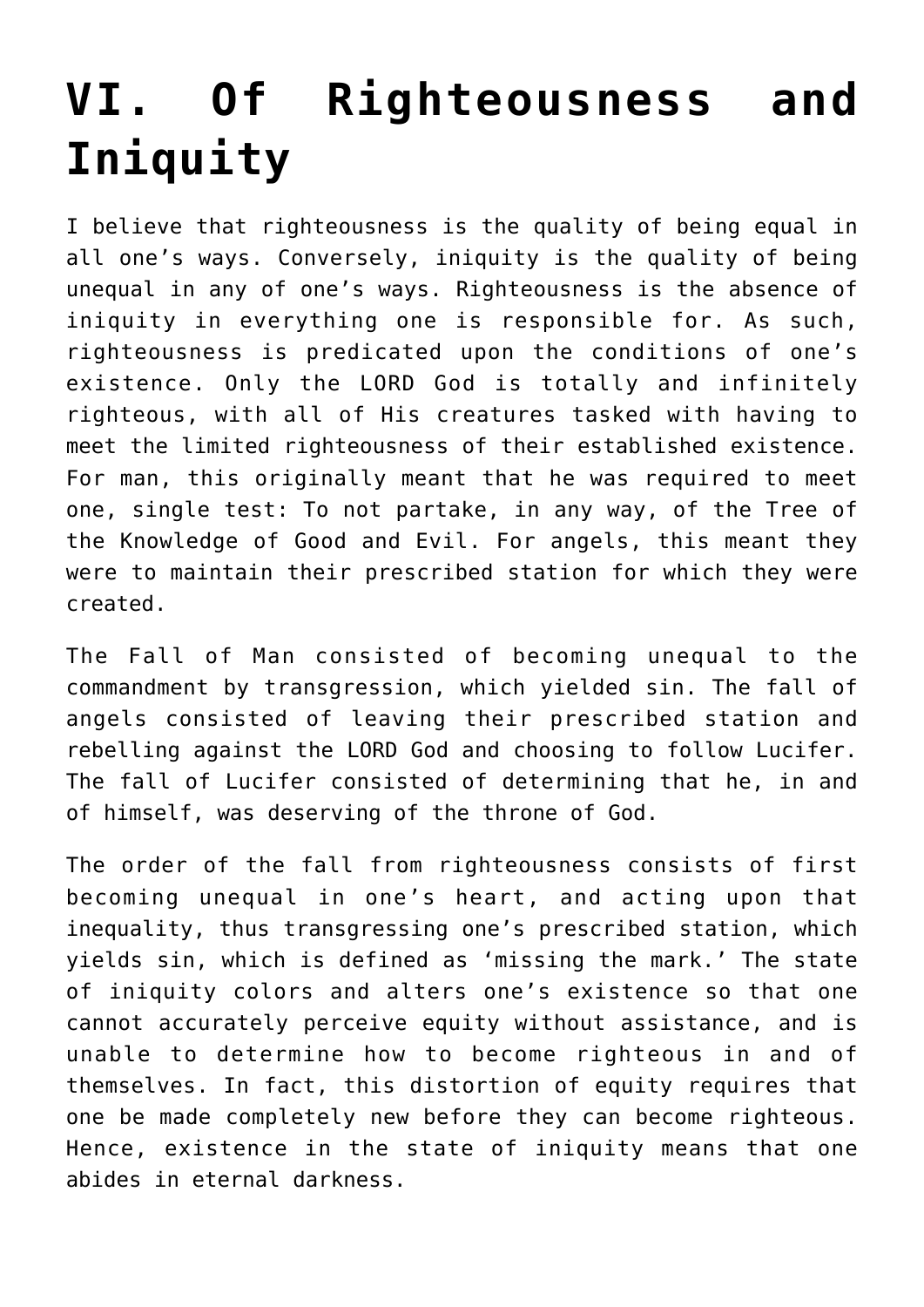# VI. Of Righteousness and Iniquity

I believe that righteousness is the quality of being equal in all one's ways. Conversely, iniquity is the quality of being unequal in any of one's ways. Righteousness is the absence of iniquity in everything one is responsible for. As such, righteousness is predicated upon the conditions of one's existence. Only the LORD God is totally and infinitely righteous, with all of His creatures tasked with having to meet the limited righteousness of their established existence. For man, this originally meant that he was required to meet one, single test: To not partake, in any way, of the Tree of the Knowledge of Good and Evil. For angels, this meant they were to maintain their prescribed station for which they were created.

The Fall of Man consisted of becoming unequal to the commandment by transgression, which yielded sin. The fall of angels consisted of leaving their prescribed station and rebelling against the LORD God and choosing to follow Lucifer. The fall of Lucifer consisted of determining that he, in and of himself, was deserving of the throne of God.

The order of the fall from righteousness consists of first becoming unequal in one's heart, and acting upon that inequality, thus transgressing one's prescribed station, which yields sin, which is defined as 'missing the mark.' The state of iniquity colors and alters one's existence so that one cannot accurately perceive equity without assistance, and is unable to determine how to become righteous in and of themselves. In fact, this distortion of equity requires that one be made completely new before they can become righteous. Hence, existence in the state of iniquity means that one abides in eternal darkness.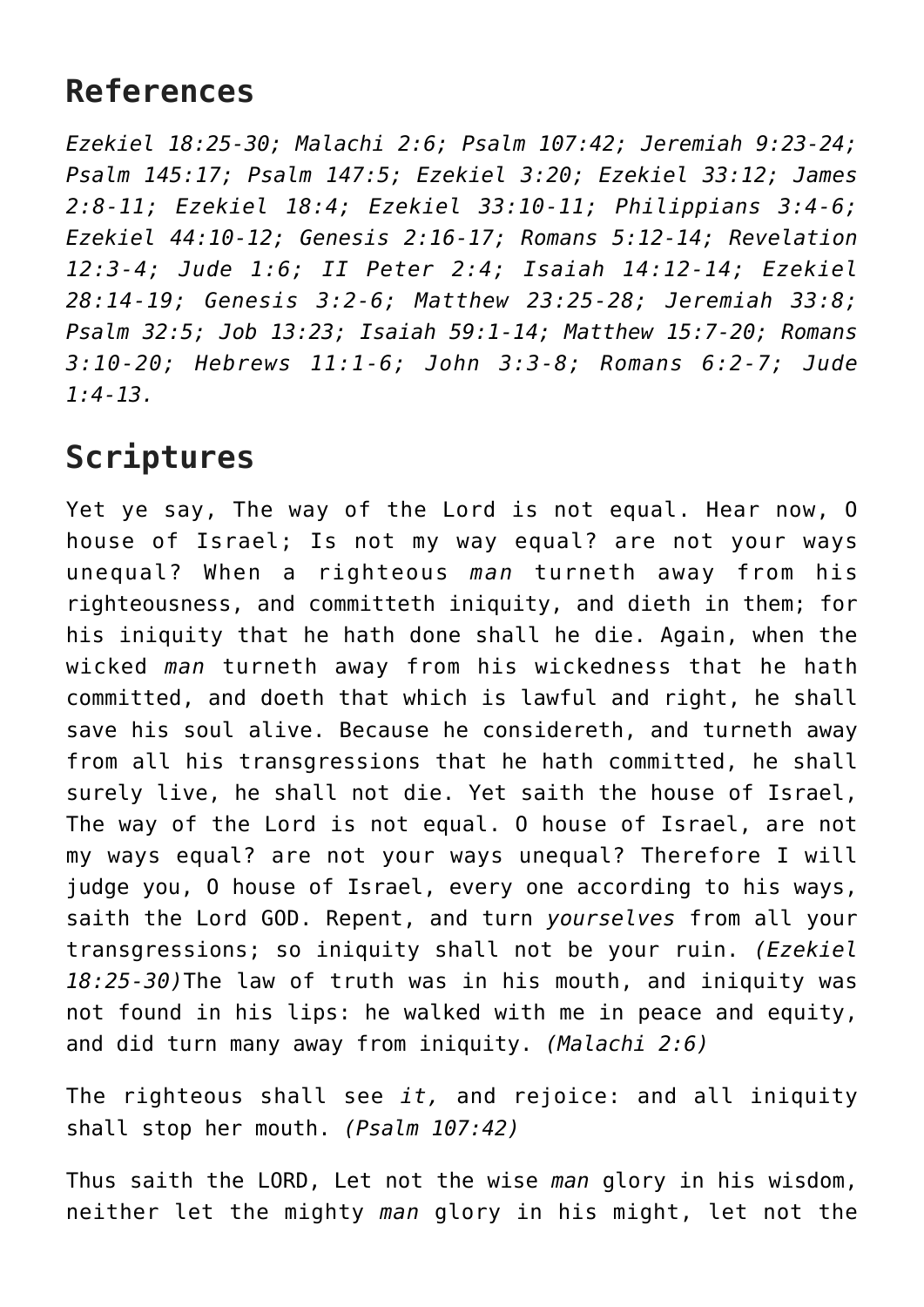## References

*Ezekiel 18:25-30; Malachi 2:6; Psalm 107:42; Jeremiah 9:23-24; Psalm 145:17; Psalm 147:5; Ezekiel 3:20; Ezekiel 33:12; James 2:8-11; Ezekiel 18:4; Ezekiel 33:10-11; Philippians 3:4-6; Ezekiel 44:10-12; Genesis 2:16-17; Romans 5:12-14; Revelation 12:3-4; Jude 1:6; II Peter 2:4; Isaiah 14:12-14; Ezekiel 28:14-19; Genesis 3:2-6; Matthew 23:25-28; Jeremiah 33:8; Psalm 32:5; Job 13:23; Isaiah 59:1-14; Matthew 15:7-20; Romans 3:10-20; Hebrews 11:1-6; John 3:3-8; Romans 6:2-7; Jude 1:4-13.*

## Scriptures

Yet ye say, The way of the Lord is not equal. Hear now, O house of Israel; Is not my way equal? are not your ways unequal? When a righteous *man* turneth away from his righteousness, and committeth iniquity, and dieth in them; for his iniquity that he hath done shall he die. Again, when the wicked *man* turneth away from his wickedness that he hath committed, and doeth that which is lawful and right, he shall save his soul alive. Because he considereth, and turneth away from all his transgressions that he hath committed, he shall surely live, he shall not die. Yet saith the house of Israel, The way of the Lord is not equal. O house of Israel, are not my ways equal? are not your ways unequal? Therefore I will judge you, O house of Israel, every one according to his ways, saith the Lord GOD. Repent, and turn *yourselves* from all your transgressions; so iniquity shall not be your ruin. *(Ezekiel 18:25-30)*The law of truth was in his mouth, and iniquity was not found in his lips: he walked with me in peace and equity, and did turn many away from iniquity. *(Malachi 2:6)*

The righteous shall see *it,* and rejoice: and all iniquity shall stop her mouth. *(Psalm 107:42)*

Thus saith the LORD, Let not the wise *man* glory in his wisdom, neither let the mighty *man* glory in his might, let not the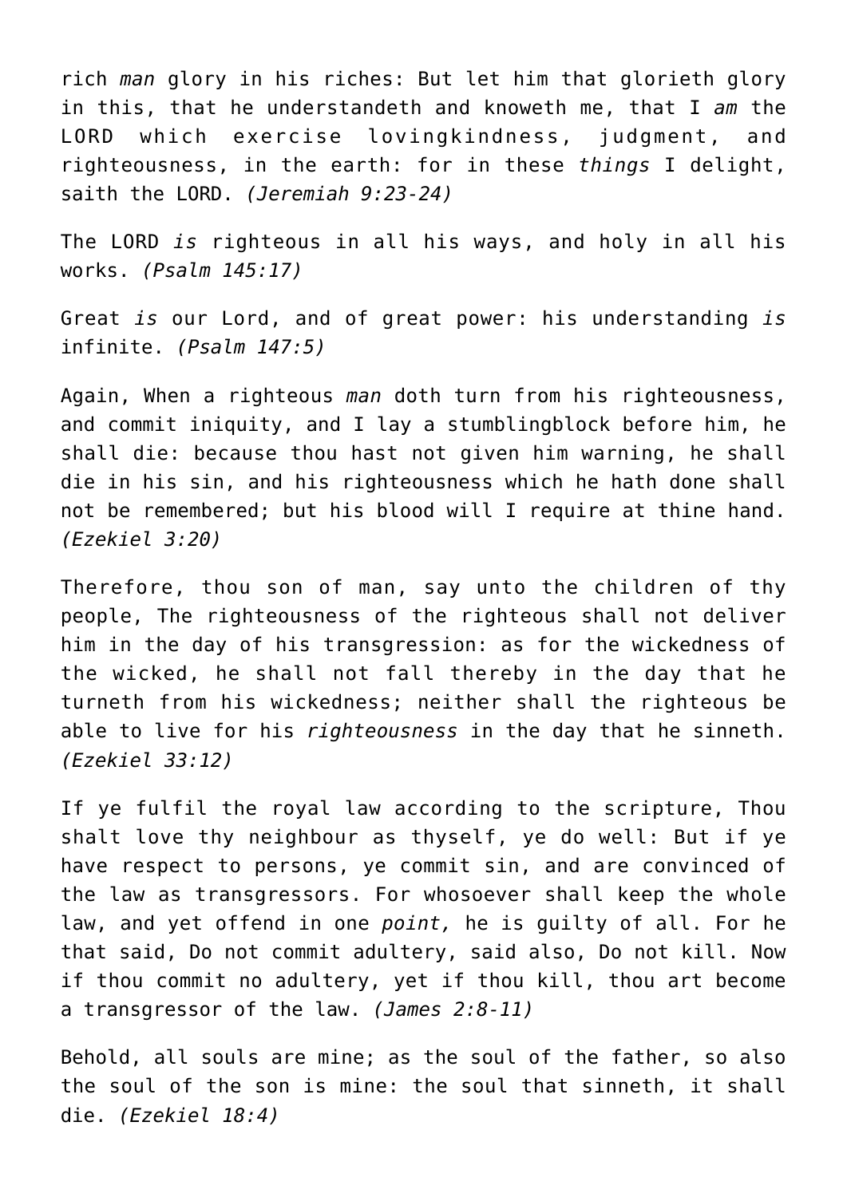rich *man* glory in his riches: But let him that glorieth glory in this, that he understandeth and knoweth me, that I *am* the LORD which exercise lovingkindness, judgment, and righteousness, in the earth: for in these *things* I delight, saith the LORD. *(Jeremiah 9:23-24)*

The LORD *is* righteous in all his ways, and holy in all his works. *(Psalm 145:17)*

Great *is* our Lord, and of great power: his understanding *is* infinite. *(Psalm 147:5)*

Again, When a righteous *man* doth turn from his righteousness, and commit iniquity, and I lay a stumblingblock before him, he shall die: because thou hast not given him warning, he shall die in his sin, and his righteousness which he hath done shall not be remembered; but his blood will I require at thine hand. *(Ezekiel 3:20)*

Therefore, thou son of man, say unto the children of thy people, The righteousness of the righteous shall not deliver him in the day of his transgression: as for the wickedness of the wicked, he shall not fall thereby in the day that he turneth from his wickedness; neither shall the righteous be able to live for his *righteousness* in the day that he sinneth. *(Ezekiel 33:12)*

If ye fulfil the royal law according to the scripture, Thou shalt love thy neighbour as thyself, ye do well: But if ye have respect to persons, ye commit sin, and are convinced of the law as transgressors. For whosoever shall keep the whole law, and yet offend in one *point,* he is guilty of all. For he that said, Do not commit adultery, said also, Do not kill. Now if thou commit no adultery, yet if thou kill, thou art become a transgressor of the law. *(James 2:8-11)*

Behold, all souls are mine; as the soul of the father, so also the soul of the son is mine: the soul that sinneth, it shall die. *(Ezekiel 18:4)*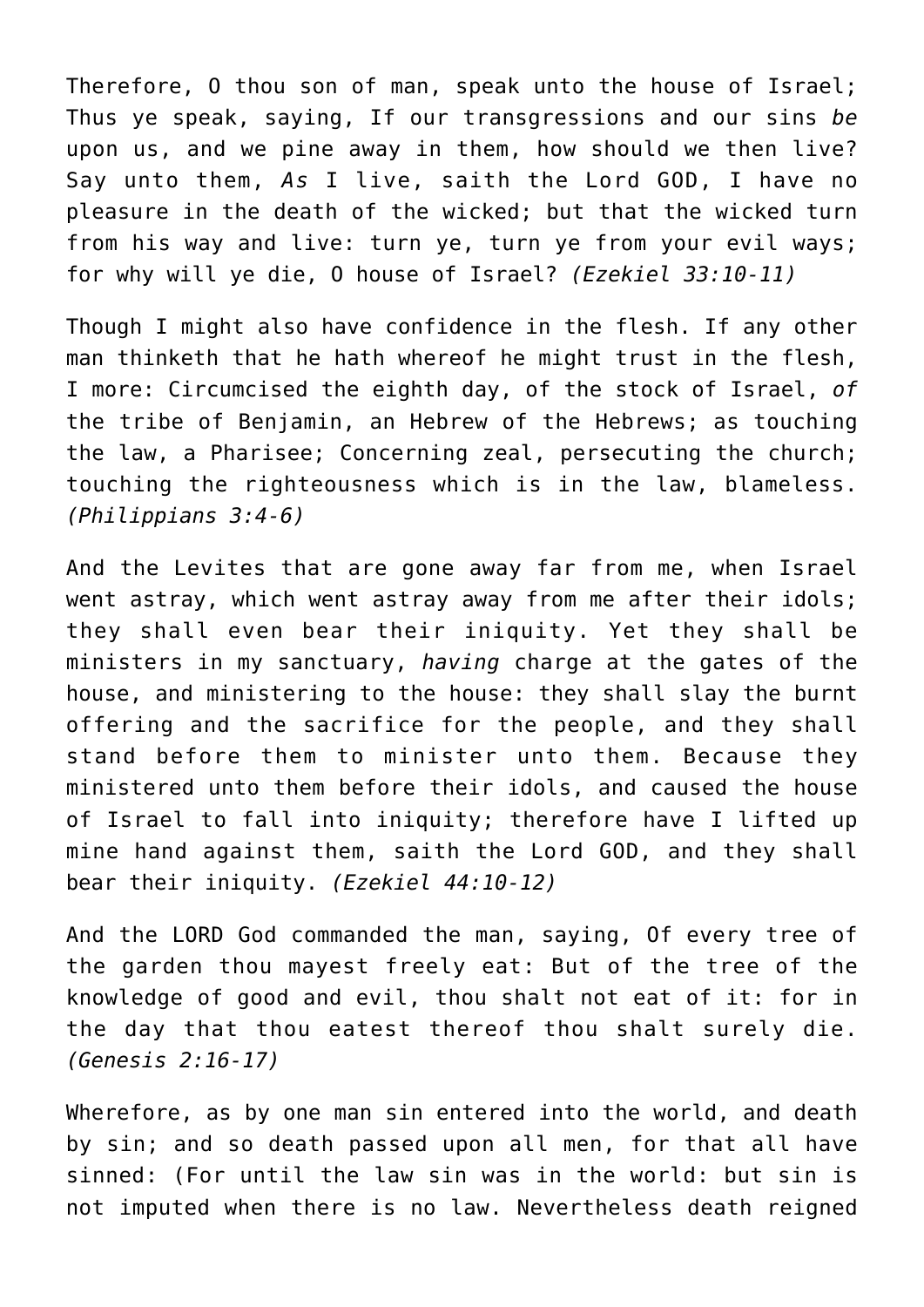Therefore, O thou son of man, speak unto the house of Israel; Thus ye speak, saying, If our transgressions and our sins *be* upon us, and we pine away in them, how should we then live? Say unto them, *As* I live, saith the Lord GOD, I have no pleasure in the death of the wicked; but that the wicked turn from his way and live: turn ye, turn ye from your evil ways; for why will ye die, O house of Israel? *(Ezekiel 33:10-11)*

Though I might also have confidence in the flesh. If any other man thinketh that he hath whereof he might trust in the flesh, I more: Circumcised the eighth day, of the stock of Israel, *of* the tribe of Benjamin, an Hebrew of the Hebrews; as touching the law, a Pharisee; Concerning zeal, persecuting the church; touching the righteousness which is in the law, blameless. *(Philippians 3:4-6)*

And the Levites that are gone away far from me, when Israel went astray, which went astray away from me after their idols; they shall even bear their iniquity. Yet they shall be ministers in my sanctuary, *having* charge at the gates of the house, and ministering to the house: they shall slay the burnt offering and the sacrifice for the people, and they shall stand before them to minister unto them. Because they ministered unto them before their idols, and caused the house of Israel to fall into iniquity; therefore have I lifted up mine hand against them, saith the Lord GOD, and they shall bear their iniquity. *(Ezekiel 44:10-12)*

And the LORD God commanded the man, saying, Of every tree of the garden thou mayest freely eat: But of the tree of the knowledge of good and evil, thou shalt not eat of it: for in the day that thou eatest thereof thou shalt surely die. *(Genesis 2:16-17)*

Wherefore, as by one man sin entered into the world, and death by sin; and so death passed upon all men, for that all have sinned: (For until the law sin was in the world: but sin is not imputed when there is no law. Nevertheless death reigned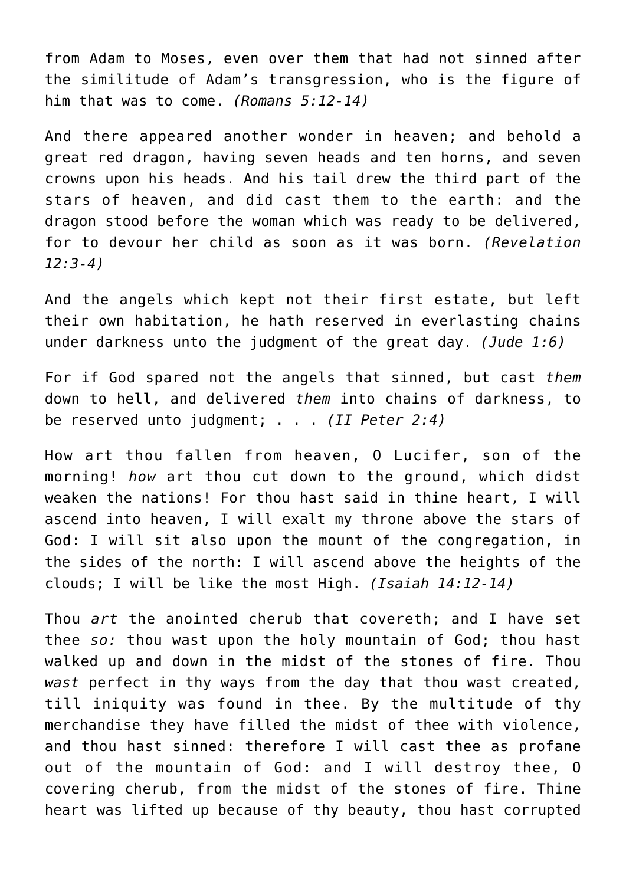from Adam to Moses, even over them that had not sinned after the similitude of Adam's transgression, who is the figure of him that was to come. *(Romans 5:12-14)*

And there appeared another wonder in heaven; and behold a great red dragon, having seven heads and ten horns, and seven crowns upon his heads. And his tail drew the third part of the stars of heaven, and did cast them to the earth: and the dragon stood before the woman which was ready to be delivered, for to devour her child as soon as it was born. *(Revelation 12:3-4)*

And the angels which kept not their first estate, but left their own habitation, he hath reserved in everlasting chains under darkness unto the judgment of the great day. *(Jude 1:6)*

For if God spared not the angels that sinned, but cast *them* down to hell, and delivered *them* into chains of darkness, to be reserved unto judgment; . . . *(II Peter 2:4)*

How art thou fallen from heaven, O Lucifer, son of the morning! *how* art thou cut down to the ground, which didst weaken the nations! For thou hast said in thine heart, I will ascend into heaven, I will exalt my throne above the stars of God: I will sit also upon the mount of the congregation, in the sides of the north: I will ascend above the heights of the clouds; I will be like the most High. *(Isaiah 14:12-14)*

Thou *art* the anointed cherub that covereth; and I have set thee *so:* thou wast upon the holy mountain of God; thou hast walked up and down in the midst of the stones of fire. Thou *wast* perfect in thy ways from the day that thou wast created, till iniquity was found in thee. By the multitude of thy merchandise they have filled the midst of thee with violence, and thou hast sinned: therefore I will cast thee as profane out of the mountain of God: and I will destroy thee, O covering cherub, from the midst of the stones of fire. Thine heart was lifted up because of thy beauty, thou hast corrupted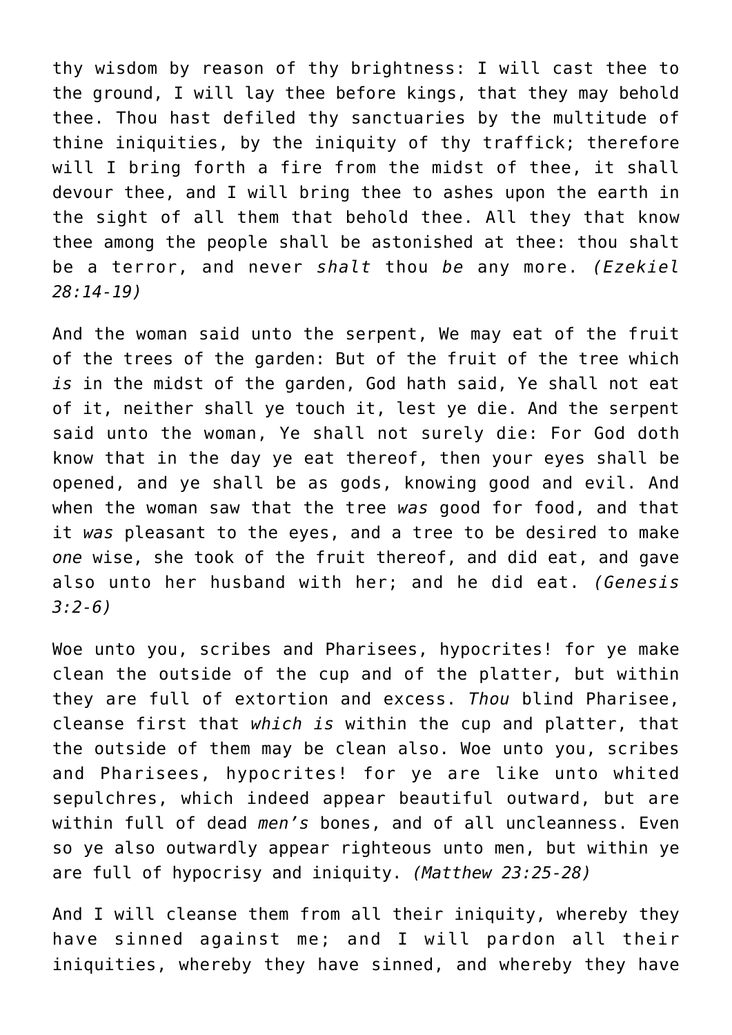thy wisdom by reason of thy brightness: I will cast thee to the ground, I will lay thee before kings, that they may behold thee. Thou hast defiled thy sanctuaries by the multitude of thine iniquities, by the iniquity of thy traffick; therefore will I bring forth a fire from the midst of thee, it shall devour thee, and I will bring thee to ashes upon the earth in the sight of all them that behold thee. All they that know thee among the people shall be astonished at thee: thou shalt be a terror, and never *shalt* thou *be* any more. *(Ezekiel 28:14-19)*

And the woman said unto the serpent, We may eat of the fruit of the trees of the garden: But of the fruit of the tree which *is* in the midst of the garden, God hath said, Ye shall not eat of it, neither shall ye touch it, lest ye die. And the serpent said unto the woman, Ye shall not surely die: For God doth know that in the day ye eat thereof, then your eyes shall be opened, and ye shall be as gods, knowing good and evil. And when the woman saw that the tree *was* good for food, and that it *was* pleasant to the eyes, and a tree to be desired to make *one* wise, she took of the fruit thereof, and did eat, and gave also unto her husband with her; and he did eat. *(Genesis 3:2-6)*

Woe unto you, scribes and Pharisees, hypocrites! for ye make clean the outside of the cup and of the platter, but within they are full of extortion and excess. *Thou* blind Pharisee, cleanse first that *which is* within the cup and platter, that the outside of them may be clean also. Woe unto you, scribes and Pharisees, hypocrites! for ye are like unto whited sepulchres, which indeed appear beautiful outward, but are within full of dead *men's* bones, and of all uncleanness. Even so ye also outwardly appear righteous unto men, but within ye are full of hypocrisy and iniquity. *(Matthew 23:25-28)*

And I will cleanse them from all their iniquity, whereby they have sinned against me; and I will pardon all their iniquities, whereby they have sinned, and whereby they have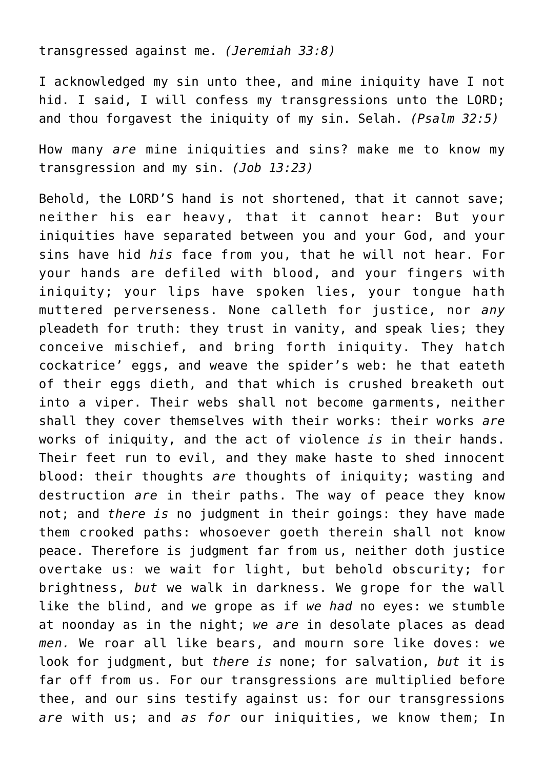transgressed against me. *(Jeremiah 33:8)*

I acknowledged my sin unto thee, and mine iniquity have I not hid. I said, I will confess my transgressions unto the LORD; and thou forgavest the iniquity of my sin. Selah. *(Psalm 32:5)*

How many *are* mine iniquities and sins? make me to know my transgression and my sin. *(Job 13:23)*

Behold, the LORD'S hand is not shortened, that it cannot save; neither his ear heavy, that it cannot hear: But your iniquities have separated between you and your God, and your sins have hid *his* face from you, that he will not hear. For your hands are defiled with blood, and your fingers with iniquity; your lips have spoken lies, your tongue hath muttered perverseness. None calleth for justice, nor *any* pleadeth for truth: they trust in vanity, and speak lies; they conceive mischief, and bring forth iniquity. They hatch cockatrice' eggs, and weave the spider's web: he that eateth of their eggs dieth, and that which is crushed breaketh out into a viper. Their webs shall not become garments, neither shall they cover themselves with their works: their works *are* works of iniquity, and the act of violence *is* in their hands. Their feet run to evil, and they make haste to shed innocent blood: their thoughts *are* thoughts of iniquity; wasting and destruction *are* in their paths. The way of peace they know not; and *there is* no judgment in their goings: they have made them crooked paths: whosoever goeth therein shall not know peace. Therefore is judgment far from us, neither doth justice overtake us: we wait for light, but behold obscurity; for brightness, *but* we walk in darkness. We grope for the wall like the blind, and we grope as if *we had* no eyes: we stumble at noonday as in the night; *we are* in desolate places as dead *men.* We roar all like bears, and mourn sore like doves: we look for judgment, but *there is* none; for salvation, *but* it is far off from us. For our transgressions are multiplied before thee, and our sins testify against us: for our transgressions *are* with us; and *as for* our iniquities, we know them; In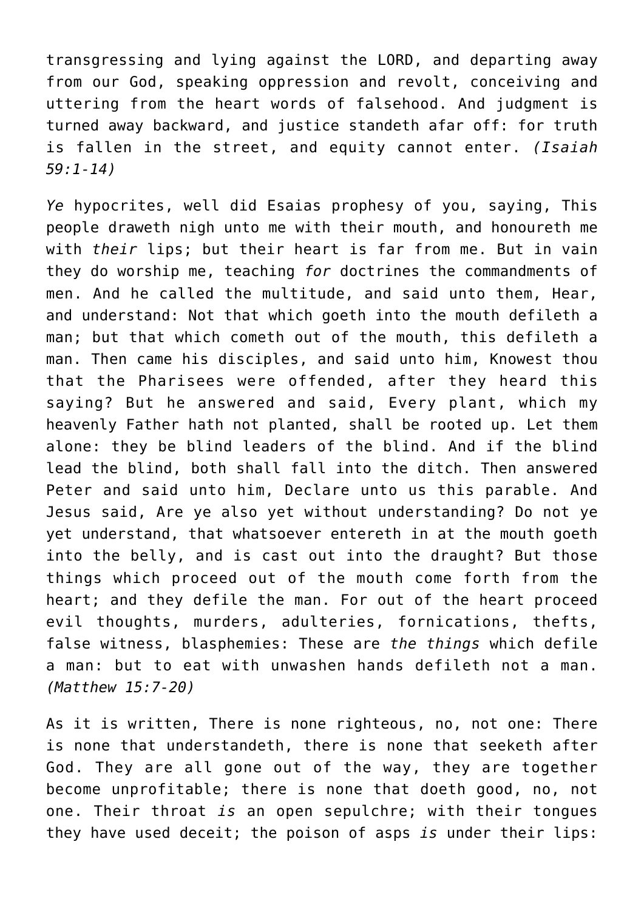transgressing and lying against the LORD, and departing away from our God, speaking oppression and revolt, conceiving and uttering from the heart words of falsehood. And judgment is turned away backward, and justice standeth afar off: for truth is fallen in the street, and equity cannot enter. *(Isaiah 59:1-14)*

*Ye* hypocrites, well did Esaias prophesy of you, saying, This people draweth nigh unto me with their mouth, and honoureth me with *their* lips; but their heart is far from me. But in vain they do worship me, teaching *for* doctrines the commandments of men. And he called the multitude, and said unto them, Hear, and understand: Not that which goeth into the mouth defileth a man; but that which cometh out of the mouth, this defileth a man. Then came his disciples, and said unto him, Knowest thou that the Pharisees were offended, after they heard this saying? But he answered and said, Every plant, which my heavenly Father hath not planted, shall be rooted up. Let them alone: they be blind leaders of the blind. And if the blind lead the blind, both shall fall into the ditch. Then answered Peter and said unto him, Declare unto us this parable. And Jesus said, Are ye also yet without understanding? Do not ye yet understand, that whatsoever entereth in at the mouth goeth into the belly, and is cast out into the draught? But those things which proceed out of the mouth come forth from the heart; and they defile the man. For out of the heart proceed evil thoughts, murders, adulteries, fornications, thefts, false witness, blasphemies: These are *the things* which defile a man: but to eat with unwashen hands defileth not a man. *(Matthew 15:7-20)*

As it is written, There is none righteous, no, not one: There is none that understandeth, there is none that seeketh after God. They are all gone out of the way, they are together become unprofitable; there is none that doeth good, no, not one. Their throat *is* an open sepulchre; with their tongues they have used deceit; the poison of asps *is* under their lips: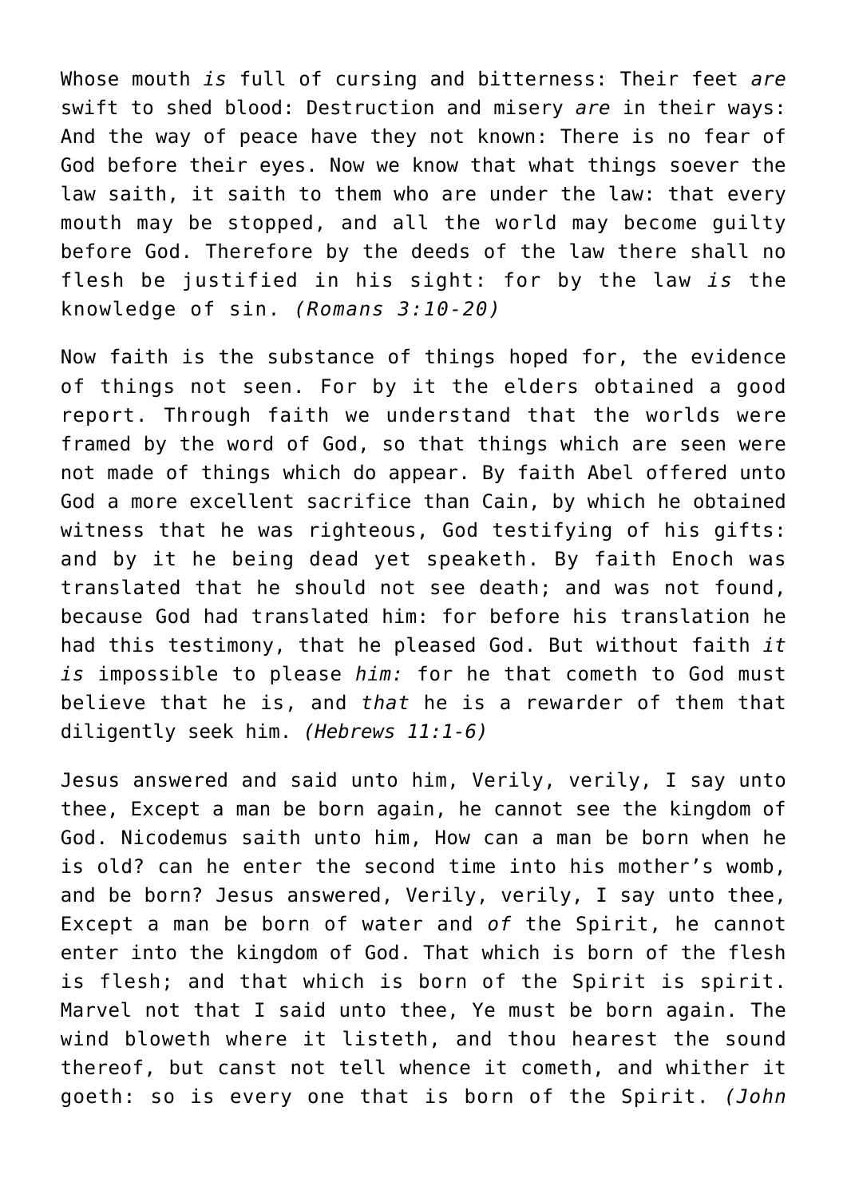Whose mouth *is* full of cursing and bitterness: Their feet *are* swift to shed blood: Destruction and misery *are* in their ways: And the way of peace have they not known: There is no fear of God before their eyes. Now we know that what things soever the law saith, it saith to them who are under the law: that every mouth may be stopped, and all the world may become guilty before God. Therefore by the deeds of the law there shall no flesh be justified in his sight: for by the law *is* the knowledge of sin. *(Romans 3:10-20)*

Now faith is the substance of things hoped for, the evidence of things not seen. For by it the elders obtained a good report. Through faith we understand that the worlds were framed by the word of God, so that things which are seen were not made of things which do appear. By faith Abel offered unto God a more excellent sacrifice than Cain, by which he obtained witness that he was righteous, God testifying of his gifts: and by it he being dead yet speaketh. By faith Enoch was translated that he should not see death; and was not found, because God had translated him: for before his translation he had this testimony, that he pleased God. But without faith *it is* impossible to please *him:* for he that cometh to God must believe that he is, and *that* he is a rewarder of them that diligently seek him. *(Hebrews 11:1-6)*

Jesus answered and said unto him, Verily, verily, I say unto thee, Except a man be born again, he cannot see the kingdom of God. Nicodemus saith unto him, How can a man be born when he is old? can he enter the second time into his mother's womb, and be born? Jesus answered, Verily, verily, I say unto thee, Except a man be born of water and *of* the Spirit, he cannot enter into the kingdom of God. That which is born of the flesh is flesh; and that which is born of the Spirit is spirit. Marvel not that I said unto thee, Ye must be born again. The wind bloweth where it listeth, and thou hearest the sound thereof, but canst not tell whence it cometh, and whither it goeth: so is every one that is born of the Spirit. *(John*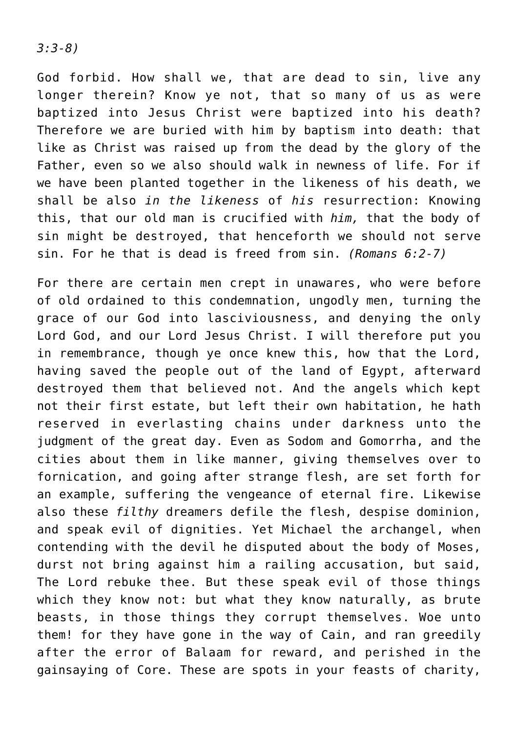*3:3-8)*

God forbid. How shall we, that are dead to sin, live any longer therein? Know ye not, that so many of us as were baptized into Jesus Christ were baptized into his death? Therefore we are buried with him by baptism into death: that like as Christ was raised up from the dead by the glory of the Father, even so we also should walk in newness of life. For if we have been planted together in the likeness of his death, we shall be also *in the likeness* of *his* resurrection: Knowing this, that our old man is crucified with *him,* that the body of sin might be destroyed, that henceforth we should not serve sin. For he that is dead is freed from sin. *(Romans 6:2-7)*

For there are certain men crept in unawares, who were before of old ordained to this condemnation, ungodly men, turning the grace of our God into lasciviousness, and denying the only Lord God, and our Lord Jesus Christ. I will therefore put you in remembrance, though ye once knew this, how that the Lord, having saved the people out of the land of Egypt, afterward destroyed them that believed not. And the angels which kept not their first estate, but left their own habitation, he hath reserved in everlasting chains under darkness unto the judgment of the great day. Even as Sodom and Gomorrha, and the cities about them in like manner, giving themselves over to fornication, and going after strange flesh, are set forth for an example, suffering the vengeance of eternal fire. Likewise also these *filthy* dreamers defile the flesh, despise dominion, and speak evil of dignities. Yet Michael the archangel, when contending with the devil he disputed about the body of Moses, durst not bring against him a railing accusation, but said, The Lord rebuke thee. But these speak evil of those things which they know not: but what they know naturally, as brute beasts, in those things they corrupt themselves. Woe unto them! for they have gone in the way of Cain, and ran greedily after the error of Balaam for reward, and perished in the gainsaying of Core. These are spots in your feasts of charity,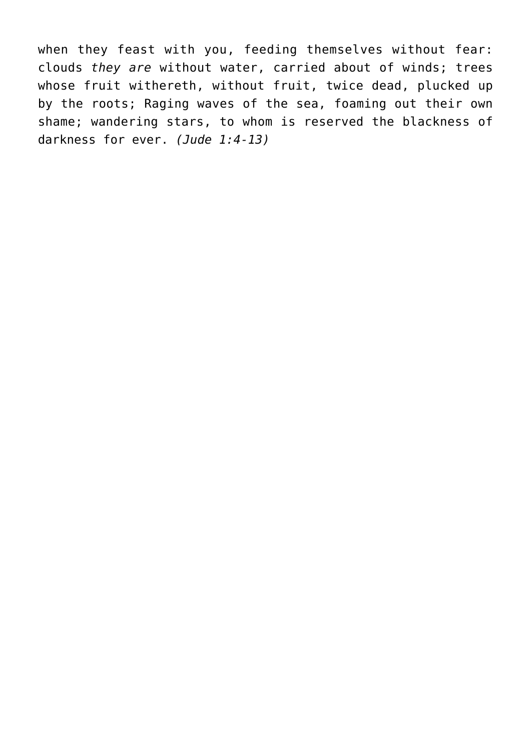when they feast with you, feeding themselves without fear: clouds *they are* without water, carried about of winds; trees whose fruit withereth, without fruit, twice dead, plucked up by the roots; Raging waves of the sea, foaming out their own shame; wandering stars, to whom is reserved the blackness of darkness for ever. *(Jude 1:4-13)*